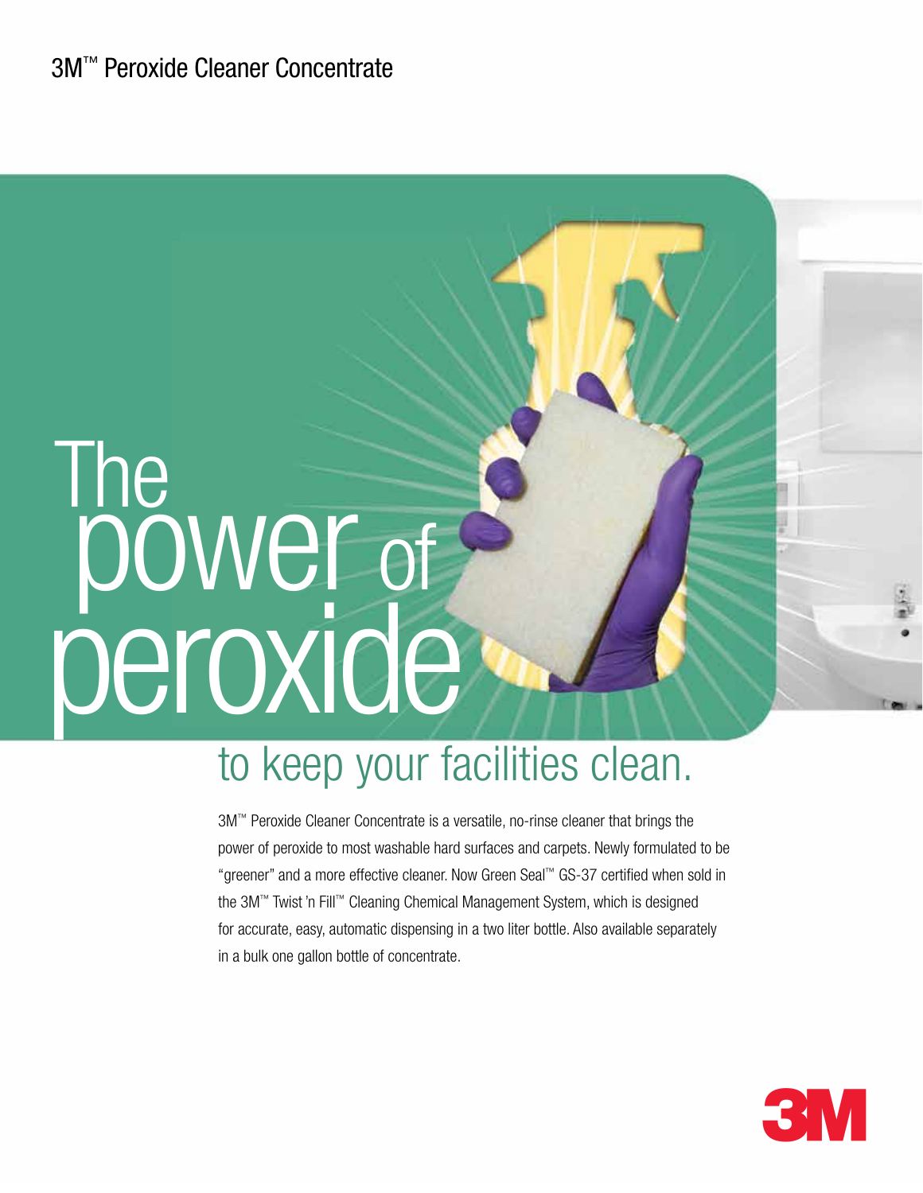3M™ Peroxide Cleaner Concentrate

# The power of peroxide

## to keep your facilities clean.

3M™ Peroxide Cleaner Concentrate is a versatile, no-rinse cleaner that brings the power of peroxide to most washable hard surfaces and carpets. Newly formulated to be "greener" and a more effective cleaner. Now Green Seal™ GS-37 certified when sold in the 3M™ Twist 'n Fill™ Cleaning Chemical Management System, which is designed for accurate, easy, automatic dispensing in a two liter bottle. Also available separately in a bulk one gallon bottle of concentrate.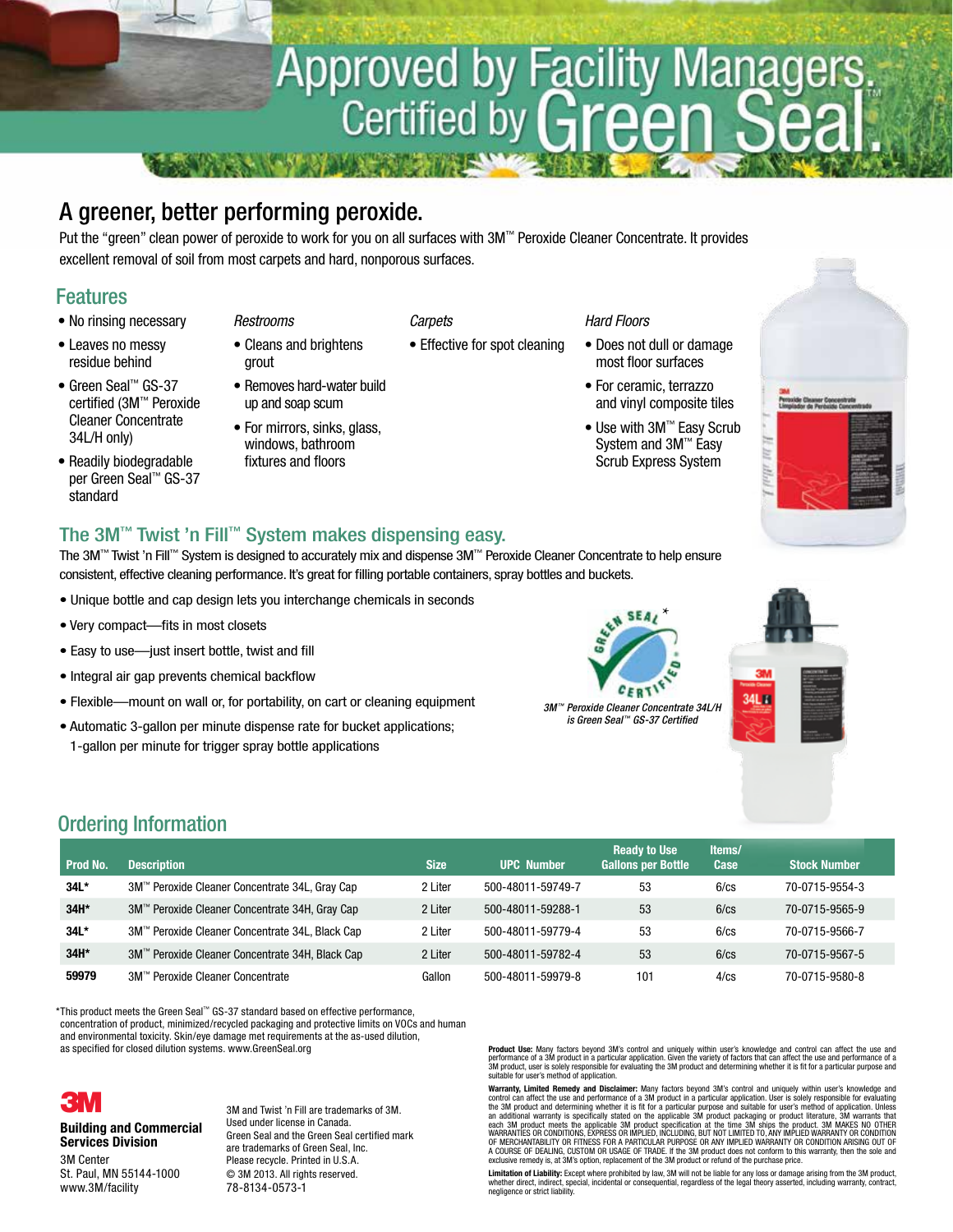# Approved by Facility Managers. Certified by Green Seal.™

## A greener, better performing peroxide.

Put the "green" clean power of peroxide to work for you on all surfaces with 3M™ Peroxide Cleaner Concentrate. It provides excellent removal of soil from most carpets and hard, nonporous surfaces.

## Features

- No rinsing necessary
- Leaves no messy residue behind
- Green Seal™ GS-37 certified (3M™ Peroxide Cleaner Concentrate 34L/H only)
- Readily biodegradable per Green Seal™ GS-37 standard

*Restrooms*

- Cleans and brightens grout
- Removes hard-water build up and soap scum
- For mirrors, sinks, glass, windows, bathroom fixtures and floors

*Carpets*

- Effective for spot cleaning

*Hard Floors*

- Does not dull or damage most floor surfaces
- For ceramic, terrazzo and vinyl composite tiles
- Use with 3M™ Easy Scrub System and 3M™ Easy Scrub Express System

## The 3M™ Twist 'n Fill™ System makes dispensing easy.

The 3M™ Twist 'n Fill™ System is designed to accurately mix and dispense 3M™ Peroxide Cleaner Concentrate to help ensure consistent, effective cleaning performance. It's great for filling portable containers, spray bottles and buckets.

- Unique bottle and cap design lets you interchange chemicals in seconds
- Very compact—fits in most closets
- Easy to use—just insert bottle, twist and fill
- Integral air gap prevents chemical backflow
- Flexible—mount on wall or, for portability, on cart or cleaning equipment
- Automatic 3-gallon per minute dispense rate for bucket applications; 1-gallon per minute for trigger spray bottle applications

*3M™ Peroxide Cleaner Concentrate 34L/H is Green Seal™ GS-37 Certified*

## Ordering Information

| Prod No. | Description | Size | UPC Number | Ready to Use Gallons per Bottle | Items/ Case | Stock Number |
|---|---|---|---|---|---|---|
| **34L*** | 3M™ Peroxide Cleaner Concentrate 34L, Gray Cap | 2 Liter | 500-48011-59749-7 | 53 | 6/cs | 70-0715-9554-3 |
| **34H*** | 3M™ Peroxide Cleaner Concentrate 34H, Gray Cap | 2 Liter | 500-48011-59288-1 | 53 | 6/cs | 70-0715-9565-9 |
| **34L*** | 3M™ Peroxide Cleaner Concentrate 34L, Black Cap | 2 Liter | 500-48011-59779-4 | 53 | 6/cs | 70-0715-9566-7 |
| **34H*** | 3M™ Peroxide Cleaner Concentrate 34H, Black Cap | 2 Liter | 500-48011-59782-4 | 53 | 6/cs | 70-0715-9567-5 |
| **59979** | 3M™ Peroxide Cleaner Concentrate | Gallon | 500-48011-59979-8 | 101 | 4/cs | 70-0715-9580-8 |

*This product meets the Green Seal™ GS-37 standard based on effective performance, concentration of product, minimized/recycled packaging and protective limits on VOCs and human and environmental toxicity. Skin/eye damage met requirements at the as-used dilution, as specified for closed dilution systems. www.GreenSeal.org

**Product Use:** Many factors beyond 3M's control and uniquely within user's knowledge and control can affect the use and performance of a 3M product in a particular application. Given the variety of factors that can affect the use and performance of a 3M product, user is solely responsible for evaluating the 3M product and determining whether it is fit for a particular purpose and suitable for user's method of application.

**Warranty, Limited Remedy and Disclaimer:** Many factors beyond 3M's control and uniquely within user's knowledge and control can affect the use and performance of a 3M product in a particular application. User is solely responsible for evaluating the 3M product and determining whether it is fit for a particular purpose and suitable for user's method of application. Unless an additional warranty is specifically stated on the applicable 3M product packaging or product literature, 3M warrants that each 3M product meets the applicable 3M product specification at the time 3M ships the product. 3M MAKES NO OTHER WARRANTIES OR CONDITIONS, EXPRESS OR IMPLIED, INCLUDING, BUT NOT LIMITED TO, ANY IMPLIED WARRANTY OR CONDITION OF MERCHANTABILITY OR FITNESS FOR A PARTICULAR PURPOSE OR ANY IMPLIED WARRANTY OR CONDITION ARISING OUT OF A COURSE OF DEALING, CUSTOM OR USAGE OF TRADE. If the 3M product does not conform to this warranty, then the sole and exclusive remedy is, at 3M's option, replacement of the 3M product or refund of the purchase price.

**Limitation of Liability:** Except where prohibited by law, 3M will not be liable for any loss or damage arising from the 3M product, whether direct, indirect, special, incidental or consequential, regardless of the legal theory asserted, including warranty, contract, negligence or strict liability.

**3M**

**Building and Commercial Services Division**
3M Center
St. Paul, MN 55144-1000
www.3M/facility

3M and Twist 'n Fill are trademarks of 3M.
Used under license in Canada.
Green Seal and the Green Seal certified mark are trademarks of Green Seal, Inc.
Please recycle. Printed in U.S.A.
© 3M 2013. All rights reserved.
78-8134-0573-1